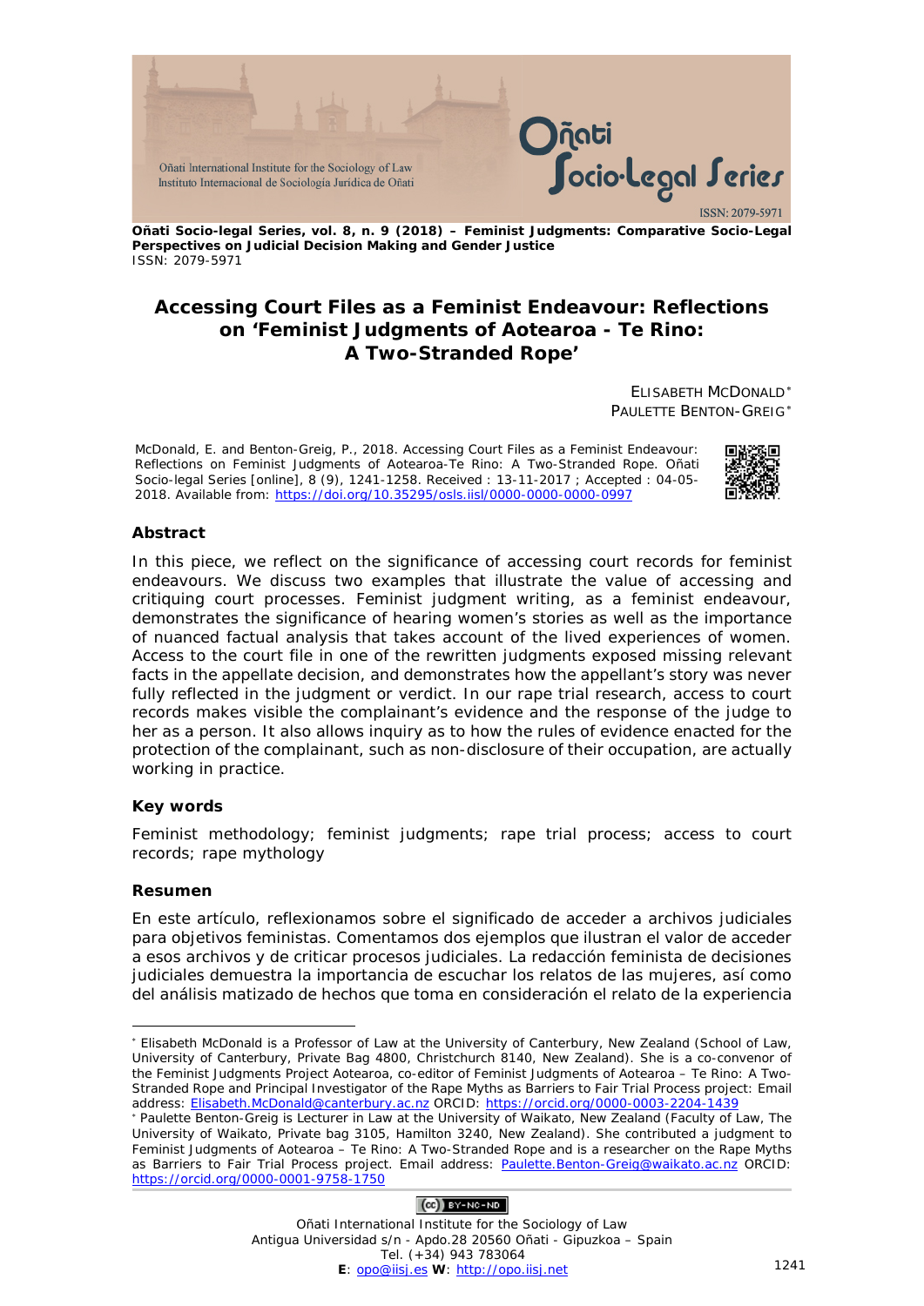**Oñati Socio-legal Series, vol. 8, n. 9 (2018) – Feminist Judgments: Comparative Socio-Legal Perspectives on Judicial Decision Making and Gender Justice**
ISSN: 2079-5971

# Accessing Court Files as a Feminist Endeavour: Reflections on 'Feminist Judgments of Aotearoa - Te Rino: A Two-Stranded Rope'

ELISABETH MCDONALD[∗]
PAULETTE BENTON-GREIG[∗]

McDonald, E. and Benton-Greig, P., 2018. Accessing Court Files as a Feminist Endeavour: Reflections on Feminist Judgments of Aotearoa-Te Rino: A Two-Stranded Rope. *Oñati Socio-legal Series* [online], 8 (9), 1241-1258. Received : 13-11-2017 ; Accepted : 04-05-2018. Available from: https://doi.org/10.35295/osls.iisl/0000-0000-0000-0997

## Abstract

In this piece, we reflect on the significance of accessing court records for feminist endeavours. We discuss two examples that illustrate the value of accessing and critiquing court processes. Feminist judgment writing, as a feminist endeavour, demonstrates the significance of hearing women's stories as well as the importance of nuanced factual analysis that takes account of the lived experiences of women. Access to the court file in one of the rewritten judgments exposed missing relevant facts in the appellate decision, and demonstrates how the appellant's story was never fully reflected in the judgment or verdict. In our rape trial research, access to court records makes visible the complainant's evidence and the response of the judge to her as a person. It also allows inquiry as to how the rules of evidence enacted for the protection of the complainant, such as non-disclosure of their occupation, are actually working in practice.

## Key words

Feminist methodology; feminist judgments; rape trial process; access to court records; rape mythology

## Resumen

En este artículo, reflexionamos sobre el significado de acceder a archivos judiciales para objetivos feministas. Comentamos dos ejemplos que ilustran el valor de acceder a esos archivos y de criticar procesos judiciales. La redacción feminista de decisiones judiciales demuestra la importancia de escuchar los relatos de las mujeres, así como del análisis matizado de hechos que toma en consideración el relato de la experiencia

---

∗ Elisabeth McDonald is a Professor of Law at the University of Canterbury, New Zealand (School of Law, University of Canterbury, Private Bag 4800, Christchurch 8140, New Zealand). She is a co-convenor of the Feminist Judgments Project Aotearoa, co-editor of Feminist Judgments of Aotearoa – Te Rino: A Two-Stranded Rope and Principal Investigator of the Rape Myths as Barriers to Fair Trial Process project: Email address: Elisabeth.McDonald@canterbury.ac.nz ORCID: https://orcid.org/0000-0003-2204-1439

∗ Paulette Benton-Greig is Lecturer in Law at the University of Waikato, New Zealand (Faculty of Law, The University of Waikato, Private bag 3105, Hamilton 3240, New Zealand). She contributed a judgment to Feminist Judgments of Aotearoa – Te Rino: A Two-Stranded Rope and is a researcher on the Rape Myths as Barriers to Fair Trial Process project. Email address: Paulette.Benton-Greig@waikato.ac.nz ORCID: https://orcid.org/0000-0001-9758-1750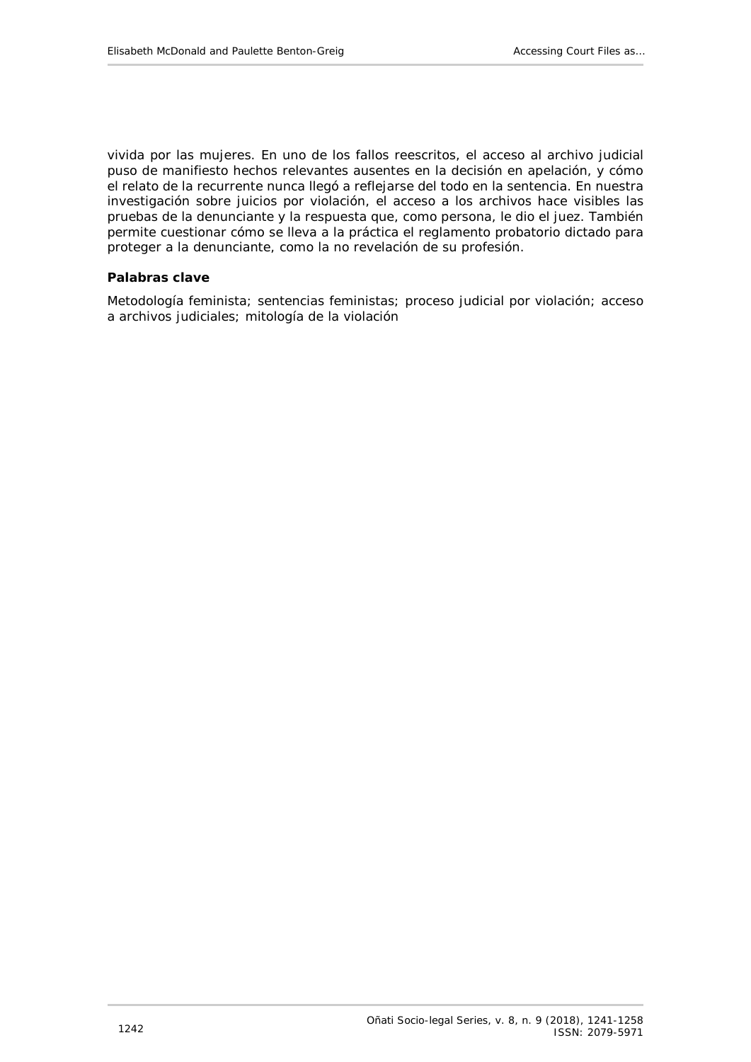vivida por las mujeres. En uno de los fallos reescritos, el acceso al archivo judicial puso de manifiesto hechos relevantes ausentes en la decisión en apelación, y cómo el relato de la recurrente nunca llegó a reflejarse del todo en la sentencia. En nuestra investigación sobre juicios por violación, el acceso a los archivos hace visibles las pruebas de la denunciante y la respuesta que, como persona, le dio el juez. También permite cuestionar cómo se lleva a la práctica el reglamento probatorio dictado para proteger a la denunciante, como la no revelación de su profesión.

**Palabras clave**

Metodología feminista; sentencias feministas; proceso judicial por violación; acceso a archivos judiciales; mitología de la violación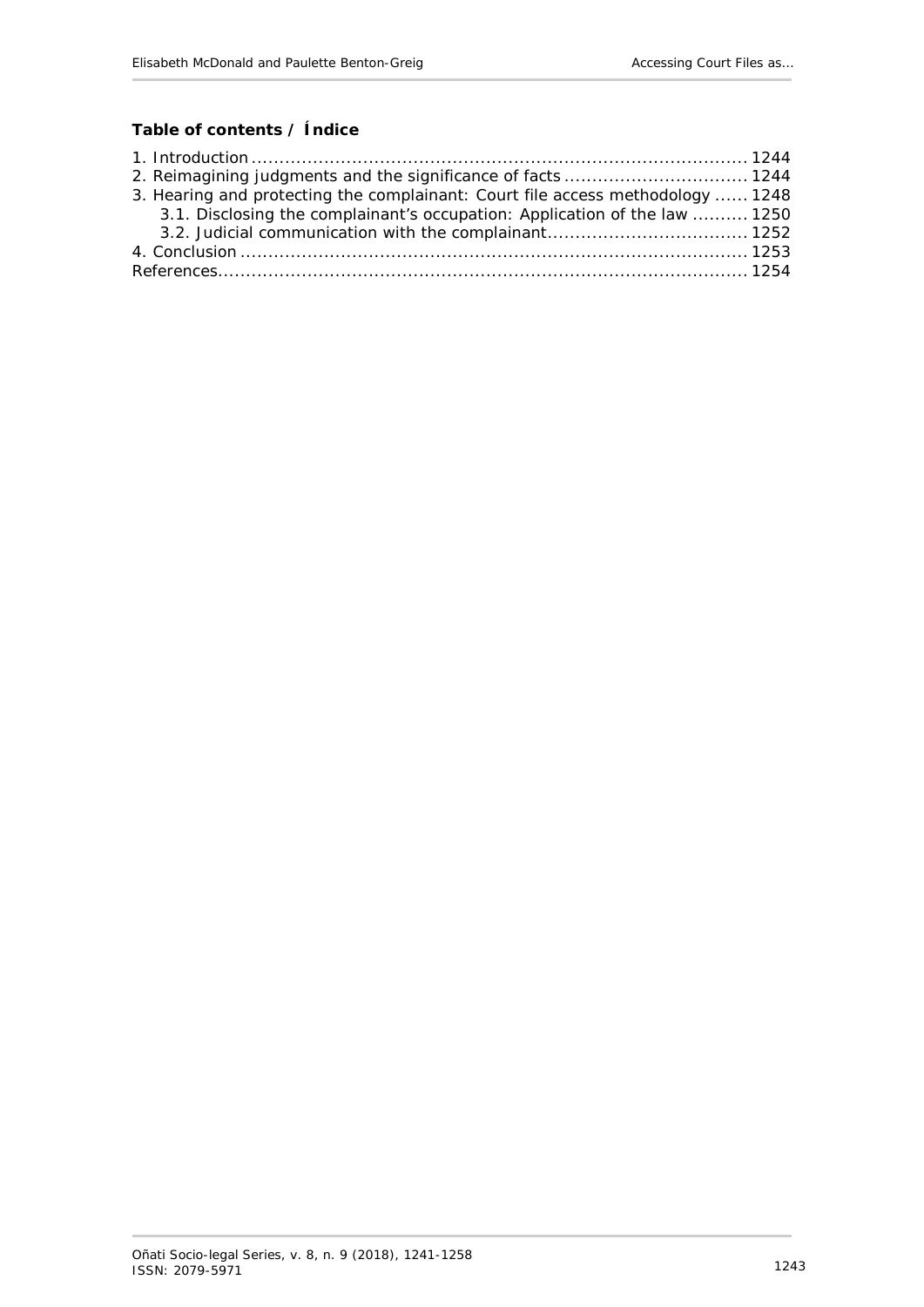**Table of contents / Índice**

1. Introduction ........................................................................................ 1244
2. Reimagining judgments and the significance of facts ................................ 1244
3. Hearing and protecting the complainant: Court file access methodology ...... 1248
   3.1. Disclosing the complainant's occupation: Application of the law .......... 1250
   3.2. Judicial communication with the complainant.................................... 1252
4. Conclusion .......................................................................................... 1253

References............................................................................................... 1254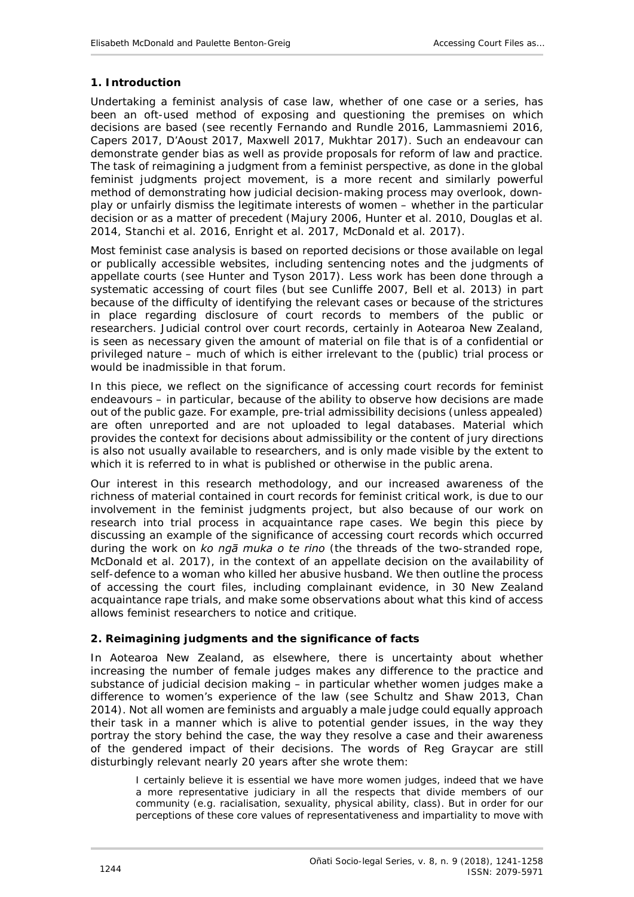## 1. Introduction

Undertaking a feminist analysis of case law, whether of one case or a series, has been an oft-used method of exposing and questioning the premises on which decisions are based (see recently Fernando and Rundle 2016, Lammasniemi 2016, Capers 2017, D'Aoust 2017, Maxwell 2017, Mukhtar 2017). Such an endeavour can demonstrate gender bias as well as provide proposals for reform of law and practice. The task of reimagining a judgment from a feminist perspective, as done in the global feminist judgments project movement, is a more recent and similarly powerful method of demonstrating how judicial decision-making process may overlook, down-play or unfairly dismiss the legitimate interests of women – whether in the particular decision or as a matter of precedent (Majury 2006, Hunter et al. 2010, Douglas et al. 2014, Stanchi et al. 2016, Enright et al. 2017, McDonald et al. 2017).

Most feminist case analysis is based on reported decisions or those available on legal or publically accessible websites, including sentencing notes and the judgments of appellate courts (see Hunter and Tyson 2017). Less work has been done through a systematic accessing of court files (but see Cunliffe 2007, Bell et al. 2013) in part because of the difficulty of identifying the relevant cases or because of the strictures in place regarding disclosure of court records to members of the public or researchers. Judicial control over court records, certainly in Aotearoa New Zealand, is seen as necessary given the amount of material on file that is of a confidential or privileged nature – much of which is either irrelevant to the (public) trial process or would be inadmissible in that forum.

In this piece, we reflect on the significance of accessing court records for feminist endeavours – in particular, because of the ability to observe how decisions are made out of the public gaze. For example, pre-trial admissibility decisions (unless appealed) are often unreported and are not uploaded to legal databases. Material which provides the context for decisions about admissibility or the content of jury directions is also not usually available to researchers, and is only made visible by the extent to which it is referred to in what is published or otherwise in the public arena.

Our interest in this research methodology, and our increased awareness of the richness of material contained in court records for feminist critical work, is due to our involvement in the feminist judgments project, but also because of our work on research into trial process in acquaintance rape cases. We begin this piece by discussing an example of the significance of accessing court records which occurred during the work on *ko ngā muka o te rino* (the threads of the two-stranded rope, McDonald et al. 2017), in the context of an appellate decision on the availability of self-defence to a woman who killed her abusive husband. We then outline the process of accessing the court files, including complainant evidence, in 30 New Zealand acquaintance rape trials, and make some observations about what this kind of access allows feminist researchers to notice and critique.

## 2. Reimagining judgments and the significance of facts

In Aotearoa New Zealand, as elsewhere, there is uncertainty about whether increasing the number of female judges makes any difference to the practice and substance of judicial decision making – in particular whether women judges make a difference to women's experience of the law (see Schultz and Shaw 2013, Chan 2014). Not all women are feminists and arguably a male judge could equally approach their task in a manner which is alive to potential gender issues, in the way they portray the story behind the case, the way they resolve a case and their awareness of the gendered impact of their decisions. The words of Reg Graycar are still disturbingly relevant nearly 20 years after she wrote them:

> I certainly believe it is essential we have more women judges, indeed that we have a more representative judiciary in all the respects that divide members of our community (e.g. racialisation, sexuality, physical ability, class). But in order for our perceptions of these core values of representativeness and impartiality to move with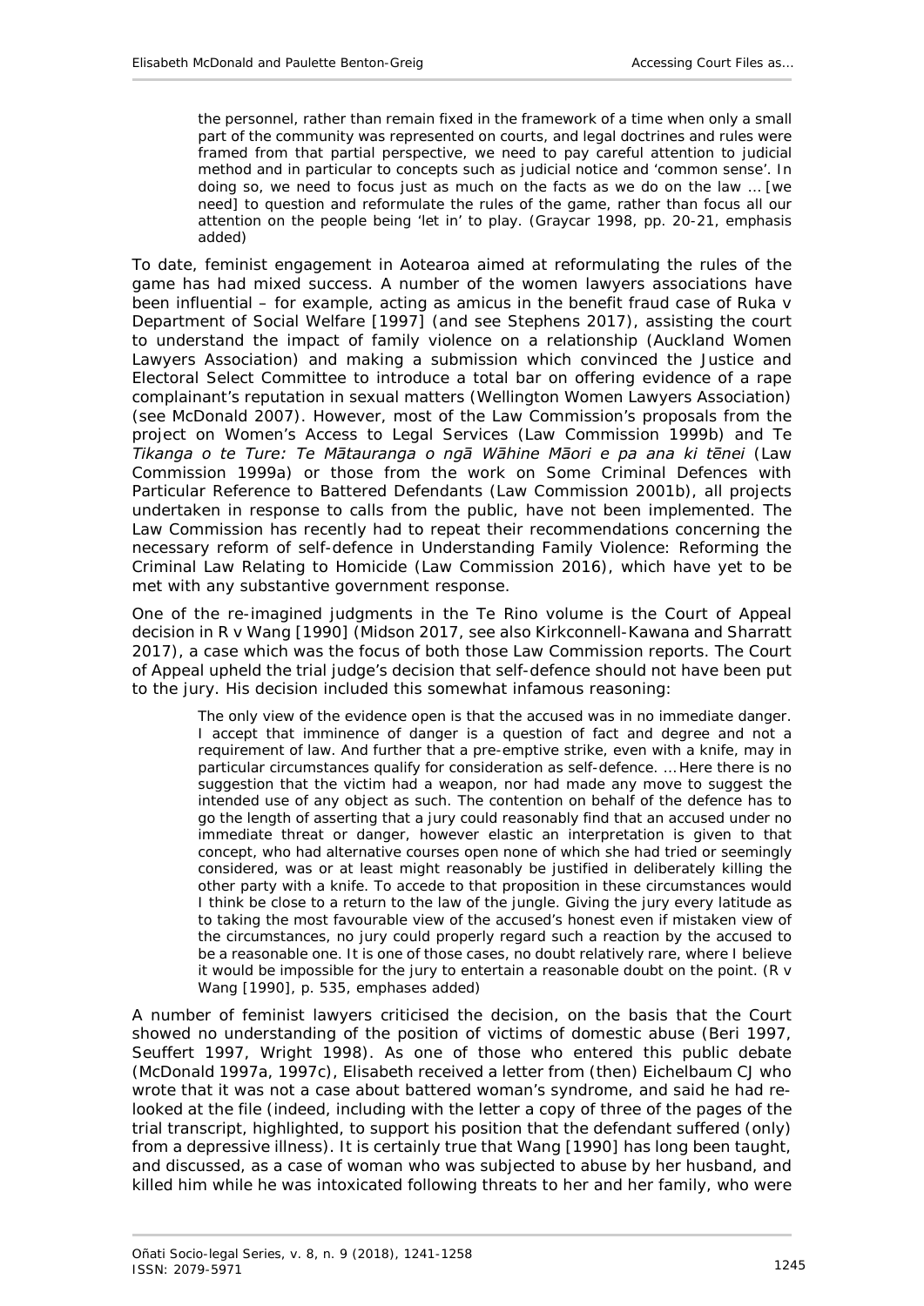> the personnel, rather than remain fixed in the framework of a time when only a small part of the community was represented on courts, and legal doctrines and rules were framed from that partial perspective, we need to pay careful attention to judicial method and in particular to concepts such as judicial notice and 'common sense'. In doing so, we need to focus just as much on the facts as we do on the law … [we need] to question and reformulate the rules of the game, rather than focus all our attention on the people being 'let in' to play. (Graycar 1998, pp. 20-21, emphasis added)

To date, feminist engagement in Aotearoa aimed at reformulating the rules of the game has had mixed success. A number of the women lawyers associations have been influential – for example, acting as amicus in the benefit fraud case of Ruka v Department of Social Welfare [1997] (and see Stephens 2017), assisting the court to understand the impact of family violence on a relationship (Auckland Women Lawyers Association) and making a submission which convinced the Justice and Electoral Select Committee to introduce a total bar on offering evidence of a rape complainant's reputation in sexual matters (Wellington Women Lawyers Association) (see McDonald 2007). However, most of the Law Commission's proposals from the project on Women's Access to Legal Services (Law Commission 1999b) and *Te Tikanga o te Ture: Te Mātauranga o ngā Wāhine Māori e pa ana ki tēnei* (Law Commission 1999a) or those from the work on Some Criminal Defences with Particular Reference to Battered Defendants (Law Commission 2001b), all projects undertaken in response to calls from the public, have not been implemented. The Law Commission has recently had to repeat their recommendations concerning the necessary reform of self-defence in Understanding Family Violence: Reforming the Criminal Law Relating to Homicide (Law Commission 2016), which have yet to be met with any substantive government response.

One of the re-imagined judgments in the Te Rino volume is the Court of Appeal decision in R v Wang [1990] (Midson 2017, see also Kirkconnell-Kawana and Sharratt 2017), a case which was the focus of both those Law Commission reports. The Court of Appeal upheld the trial judge's decision that self-defence should not have been put to the jury. His decision included this somewhat infamous reasoning:

> The only view of the evidence open is that the accused was in no immediate danger. I accept that imminence of danger is a question of fact and degree and not a requirement of law. And further that a pre-emptive strike, even with a knife, may in particular circumstances qualify for consideration as self-defence. … Here there is no suggestion that the victim had a weapon, nor had made any move to suggest the intended use of any object as such. The contention on behalf of the defence has to go the length of asserting that a jury could reasonably find that an accused under no immediate threat or danger, however elastic an interpretation is given to that concept, who had alternative courses open none of which she had tried or seemingly considered, was or at least might reasonably be justified in deliberately killing the other party with a knife. To accede to that proposition in these circumstances would I think be close to a return to the law of the jungle. Giving the jury every latitude as to taking the most favourable view of the accused's honest even if mistaken view of the circumstances, no jury could properly regard such a reaction by the accused to be a reasonable one. It is one of those cases, no doubt relatively rare, where I believe it would be impossible for the jury to entertain a reasonable doubt on the point. (R v Wang [1990], p. 535, emphases added)

A number of feminist lawyers criticised the decision, on the basis that the Court showed no understanding of the position of victims of domestic abuse (Beri 1997, Seuffert 1997, Wright 1998). As one of those who entered this public debate (McDonald 1997a, 1997c), Elisabeth received a letter from (then) Eichelbaum CJ who wrote that it was not a case about battered woman's syndrome, and said he had re-looked at the file (indeed, including with the letter a copy of three of the pages of the trial transcript, highlighted, to support his position that the defendant suffered (only) from a depressive illness). It is certainly true that Wang [1990] has long been taught, and discussed, as a case of woman who was subjected to abuse by her husband, and killed him while he was intoxicated following threats to her and her family, who were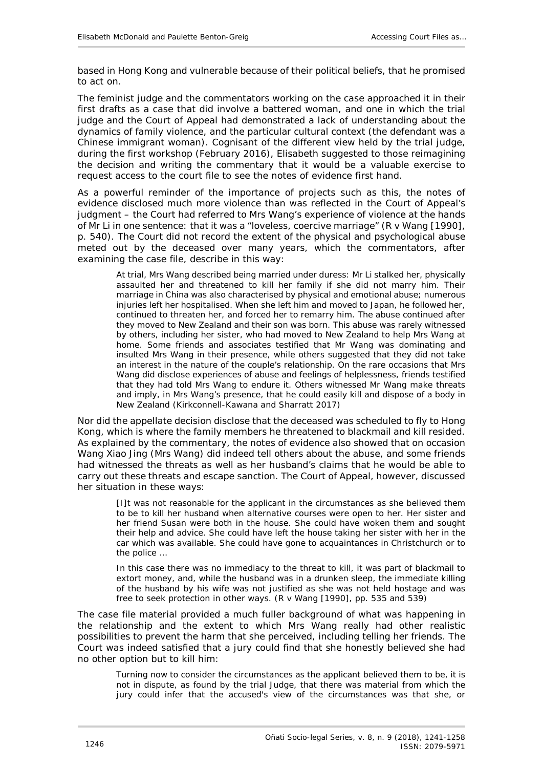based in Hong Kong and vulnerable because of their political beliefs, that he promised to act on.

The feminist judge and the commentators working on the case approached it in their first drafts as a case that did involve a battered woman, and one in which the trial judge and the Court of Appeal had demonstrated a lack of understanding about the dynamics of family violence, and the particular cultural context (the defendant was a Chinese immigrant woman). Cognisant of the different view held by the trial judge, during the first workshop (February 2016), Elisabeth suggested to those reimagining the decision and writing the commentary that it would be a valuable exercise to request access to the court file to see the notes of evidence first hand.

As a powerful reminder of the importance of projects such as this, the notes of evidence disclosed much more violence than was reflected in the Court of Appeal's judgment – the Court had referred to Mrs Wang's experience of violence at the hands of Mr Li in one sentence: that it was a "loveless, coercive marriage" (*R v Wang* [1990], p. 540). The Court did not record the extent of the physical and psychological abuse meted out by the deceased over many years, which the commentators, after examining the case file, describe in this way:

> At trial, Mrs Wang described being married under duress: Mr Li stalked her, physically assaulted her and threatened to kill her family if she did not marry him. Their marriage in China was also characterised by physical and emotional abuse; numerous injuries left her hospitalised. When she left him and moved to Japan, he followed her, continued to threaten her, and forced her to remarry him. The abuse continued after they moved to New Zealand and their son was born. This abuse was rarely witnessed by others, including her sister, who had moved to New Zealand to help Mrs Wang at home. Some friends and associates testified that Mr Wang was dominating and insulted Mrs Wang in their presence, while others suggested that they did not take an interest in the nature of the couple's relationship. On the rare occasions that Mrs Wang did disclose experiences of abuse and feelings of helplessness, friends testified that they had told Mrs Wang to endure it. Others witnessed Mr Wang make threats and imply, in Mrs Wang's presence, that he could easily kill and dispose of a body in New Zealand (Kirkconnell-Kawana and Sharratt 2017)

Nor did the appellate decision disclose that the deceased was scheduled to fly to Hong Kong, which is where the family members he threatened to blackmail and kill resided. As explained by the commentary, the notes of evidence also showed that on occasion Wang Xiao Jing (Mrs Wang) did indeed tell others about the abuse, and some friends had witnessed the threats as well as her husband's claims that he would be able to carry out these threats and escape sanction. The Court of Appeal, however, discussed her situation in these ways:

> [I]t was not reasonable for the applicant in the circumstances as she believed them to be to kill her husband when alternative courses were open to her. Her sister and her friend Susan were both in the house. She could have woken them and sought their help and advice. She could have left the house taking her sister with her in the car which was available. She could have gone to acquaintances in Christchurch or to the police …
>
> In this case there was no immediacy to the threat to kill, it was part of blackmail to extort money, and, while the husband was in a drunken sleep, the immediate killing of the husband by his wife was not justified as she was not held hostage and was free to seek protection in other ways. (*R v Wang* [1990], pp. 535 and 539)

The case file material provided a much fuller background of what was happening in the relationship and the extent to which Mrs Wang really had other realistic possibilities to prevent the harm that she perceived, including telling her friends. The Court was indeed satisfied that a jury could find that she honestly believed she had no other option but to kill him:

> Turning now to consider the circumstances as the applicant believed them to be, it is not in dispute, as found by the trial Judge, that there was material from which the jury could infer that the accused's view of the circumstances was that she, or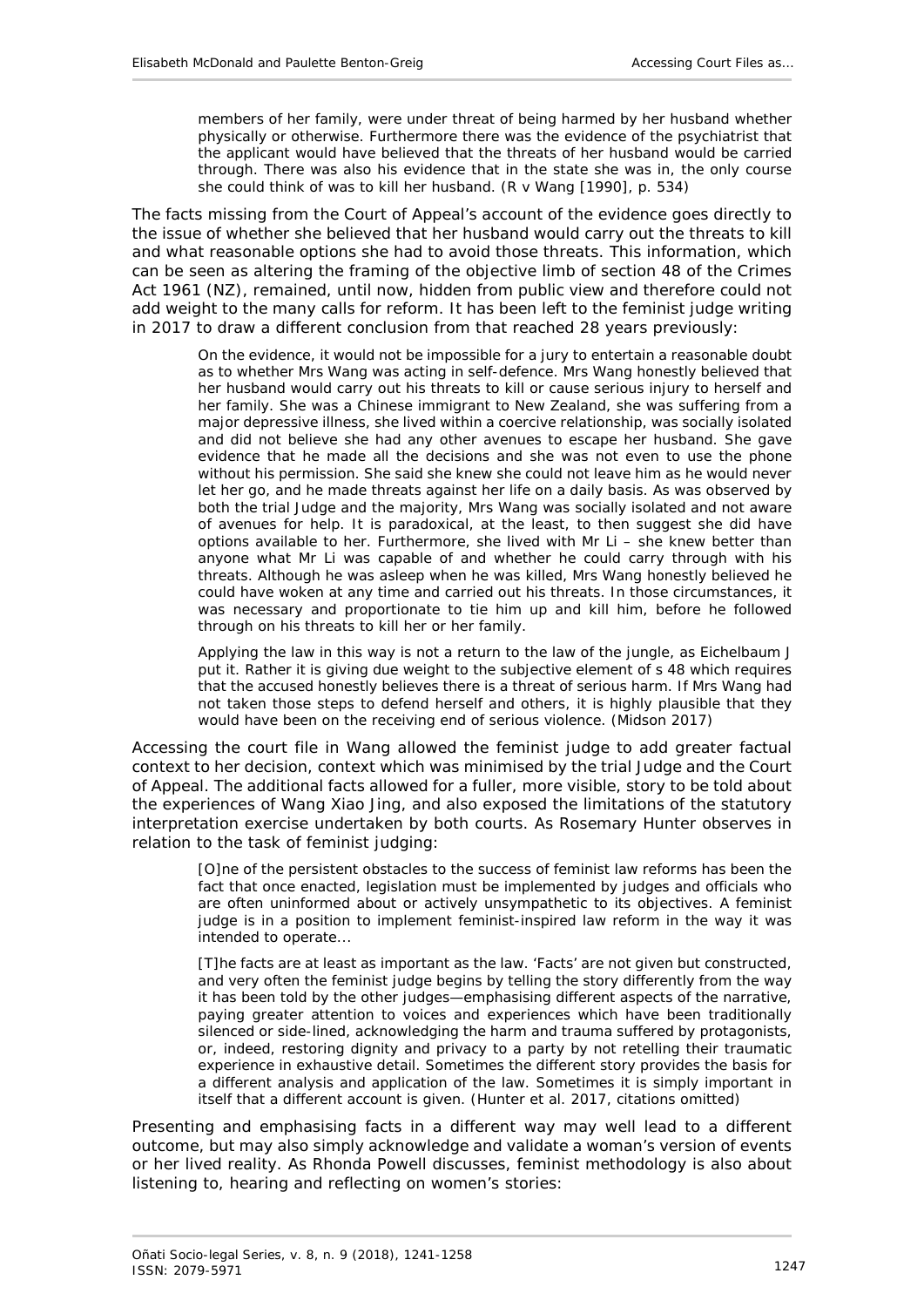> members of her family, were under threat of being harmed by her husband whether physically or otherwise. Furthermore there was the evidence of the psychiatrist that the applicant would have believed that the threats of her husband would be carried through. There was also his evidence that in the state she was in, the only course she could think of was to kill her husband. (R v Wang [1990], p. 534)

The facts missing from the Court of Appeal's account of the evidence goes directly to the issue of whether she believed that her husband would carry out the threats to kill and what reasonable options she had to avoid those threats. This information, which can be seen as altering the framing of the objective limb of section 48 of the Crimes Act 1961 (NZ), remained, until now, hidden from public view and therefore could not add weight to the many calls for reform. It has been left to the feminist judge writing in 2017 to draw a different conclusion from that reached 28 years previously:

> On the evidence, it would not be impossible for a jury to entertain a reasonable doubt as to whether Mrs Wang was acting in self-defence. Mrs Wang honestly believed that her husband would carry out his threats to kill or cause serious injury to herself and her family. She was a Chinese immigrant to New Zealand, she was suffering from a major depressive illness, she lived within a coercive relationship, was socially isolated and did not believe she had any other avenues to escape her husband. She gave evidence that he made all the decisions and she was not even to use the phone without his permission. She said she knew she could not leave him as he would never let her go, and he made threats against her life on a daily basis. As was observed by both the trial Judge and the majority, Mrs Wang was socially isolated and not aware of avenues for help. It is paradoxical, at the least, to then suggest she did have options available to her. Furthermore, she lived with Mr Li – she knew better than anyone what Mr Li was capable of and whether he could carry through with his threats. Although he was asleep when he was killed, Mrs Wang honestly believed he could have woken at any time and carried out his threats. In those circumstances, it was necessary and proportionate to tie him up and kill him, before he followed through on his threats to kill her or her family.
>
> Applying the law in this way is not a return to the law of the jungle, as Eichelbaum J put it. Rather it is giving due weight to the subjective element of s 48 which requires that the accused honestly believes there is a threat of serious harm. If Mrs Wang had not taken those steps to defend herself and others, it is highly plausible that they would have been on the receiving end of serious violence. (Midson 2017)

Accessing the court file in Wang allowed the feminist judge to add greater factual context to her decision, context which was minimised by the trial Judge and the Court of Appeal. The additional facts allowed for a fuller, more visible, story to be told about the experiences of Wang Xiao Jing, and also exposed the limitations of the statutory interpretation exercise undertaken by both courts. As Rosemary Hunter observes in relation to the task of feminist judging:

> [O]ne of the persistent obstacles to the success of feminist law reforms has been the fact that once enacted, legislation must be implemented by judges and officials who are often uninformed about or actively unsympathetic to its objectives. A feminist judge is in a position to implement feminist-inspired law reform in the way it was intended to operate...
>
> [T]he facts are at least as important as the law. 'Facts' are not given but constructed, and very often the feminist judge begins by telling the story differently from the way it has been told by the other judges—emphasising different aspects of the narrative, paying greater attention to voices and experiences which have been traditionally silenced or side-lined, acknowledging the harm and trauma suffered by protagonists, or, indeed, restoring dignity and privacy to a party by not retelling their traumatic experience in exhaustive detail. Sometimes the different story provides the basis for a different analysis and application of the law. Sometimes it is simply important in itself that a different account is given. (Hunter et al. 2017, citations omitted)

Presenting and emphasising facts in a different way may well lead to a different outcome, but may also simply acknowledge and validate a woman's version of events or her lived reality. As Rhonda Powell discusses, feminist methodology is also about listening to, hearing and reflecting on women's stories: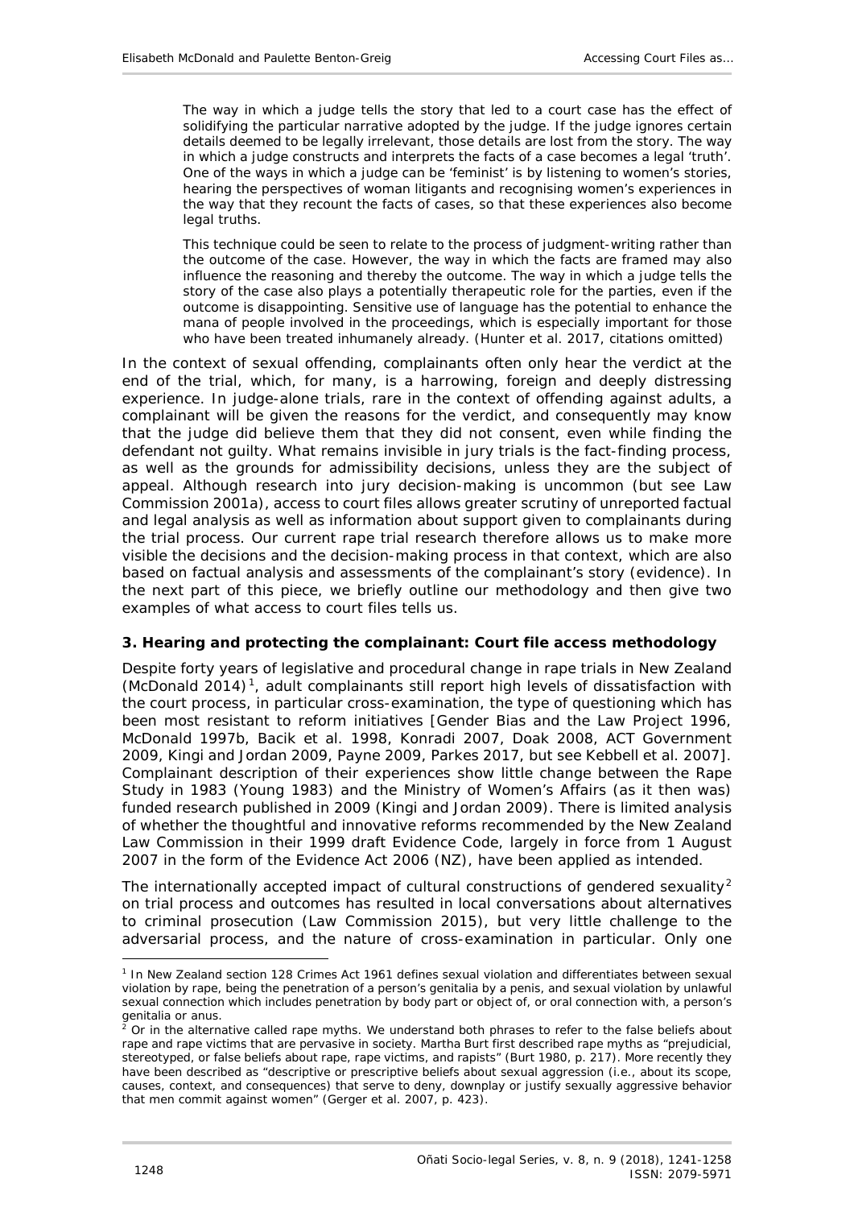> The way in which a judge tells the story that led to a court case has the effect of solidifying the particular narrative adopted by the judge. If the judge ignores certain details deemed to be legally irrelevant, those details are lost from the story. The way in which a judge constructs and interprets the facts of a case becomes a legal 'truth'. One of the ways in which a judge can be 'feminist' is by listening to women's stories, hearing the perspectives of woman litigants and recognising women's experiences in the way that they recount the facts of cases, so that these experiences also become legal truths.
>
> This technique could be seen to relate to the process of judgment-writing rather than the outcome of the case. However, the way in which the facts are framed may also influence the reasoning and thereby the outcome. The way in which a judge tells the story of the case also plays a potentially therapeutic role for the parties, even if the outcome is disappointing. Sensitive use of language has the potential to enhance the mana of people involved in the proceedings, which is especially important for those who have been treated inhumanely already. (Hunter et al. 2017, citations omitted)

In the context of sexual offending, complainants often only hear the verdict at the end of the trial, which, for many, is a harrowing, foreign and deeply distressing experience. In judge-alone trials, rare in the context of offending against adults, a complainant will be given the reasons for the verdict, and consequently may know that the judge did believe them that they did not consent, even while finding the defendant not guilty. What remains invisible in jury trials is the fact-finding process, as well as the grounds for admissibility decisions, unless they are the subject of appeal. Although research into jury decision-making is uncommon (but see Law Commission 2001a), access to court files allows greater scrutiny of unreported factual and legal analysis as well as information about support given to complainants during the trial process. Our current rape trial research therefore allows us to make more visible the decisions and the decision-making process in that context, which are also based on factual analysis and assessments of the complainant's story (evidence). In the next part of this piece, we briefly outline our methodology and then give two examples of what access to court files tells us.

### 3. Hearing and protecting the complainant: Court file access methodology

Despite forty years of legislative and procedural change in rape trials in New Zealand (McDonald 2014)[1], adult complainants still report high levels of dissatisfaction with the court process, in particular cross-examination, the type of questioning which has been most resistant to reform initiatives [Gender Bias and the Law Project 1996, McDonald 1997b, Bacik et al. 1998, Konradi 2007, Doak 2008, ACT Government 2009, Kingi and Jordan 2009, Payne 2009, Parkes 2017, but see Kebbell et al. 2007]. Complainant description of their experiences show little change between the Rape Study in 1983 (Young 1983) and the Ministry of Women's Affairs (as it then was) funded research published in 2009 (Kingi and Jordan 2009). There is limited analysis of whether the thoughtful and innovative reforms recommended by the New Zealand Law Commission in their 1999 draft Evidence Code, largely in force from 1 August 2007 in the form of the Evidence Act 2006 (NZ), have been applied as intended.

The internationally accepted impact of cultural constructions of gendered sexuality[2] on trial process and outcomes has resulted in local conversations about alternatives to criminal prosecution (Law Commission 2015), but very little challenge to the adversarial process, and the nature of cross-examination in particular. Only one

---

[1] In New Zealand section 128 Crimes Act 1961 defines sexual violation and differentiates between sexual violation by rape, being the penetration of a person's genitalia by a penis, and sexual violation by unlawful sexual connection which includes penetration by body part or object of, or oral connection with, a person's genitalia or anus.

[2] Or in the alternative called rape myths. We understand both phrases to refer to the false beliefs about rape and rape victims that are pervasive in society. Martha Burt first described rape myths as "prejudicial, stereotyped, or false beliefs about rape, rape victims, and rapists" (Burt 1980, p. 217). More recently they have been described as "descriptive or prescriptive beliefs about sexual aggression (i.e., about its scope, causes, context, and consequences) that serve to deny, downplay or justify sexually aggressive behavior that men commit against women" (Gerger et al. 2007, p. 423).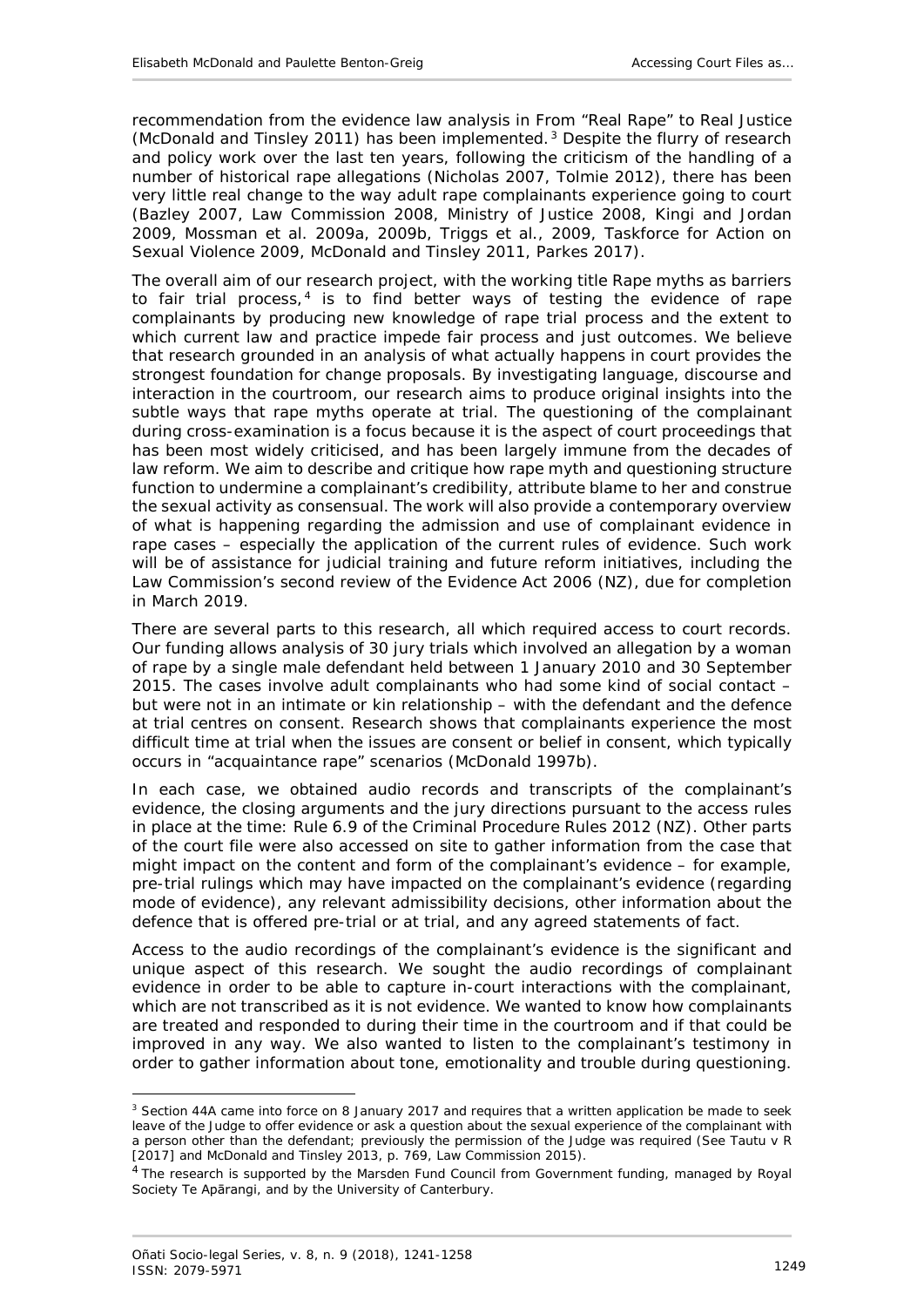recommendation from the evidence law analysis in From "Real Rape" to Real Justice (McDonald and Tinsley 2011) has been implemented.[3] Despite the flurry of research and policy work over the last ten years, following the criticism of the handling of a number of historical rape allegations (Nicholas 2007, Tolmie 2012), there has been very little real change to the way adult rape complainants experience going to court (Bazley 2007, Law Commission 2008, Ministry of Justice 2008, Kingi and Jordan 2009, Mossman et al. 2009a, 2009b, Triggs et al., 2009, Taskforce for Action on Sexual Violence 2009, McDonald and Tinsley 2011, Parkes 2017).

The overall aim of our research project, with the working title Rape myths as barriers to fair trial process,[4] is to find better ways of testing the evidence of rape complainants by producing new knowledge of rape trial process and the extent to which current law and practice impede fair process and just outcomes. We believe that research grounded in an analysis of what actually happens in court provides the strongest foundation for change proposals. By investigating language, discourse and interaction in the courtroom, our research aims to produce original insights into the subtle ways that rape myths operate at trial. The questioning of the complainant during cross-examination is a focus because it is the aspect of court proceedings that has been most widely criticised, and has been largely immune from the decades of law reform. We aim to describe and critique how rape myth and questioning structure function to undermine a complainant's credibility, attribute blame to her and construe the sexual activity as consensual. The work will also provide a contemporary overview of what is happening regarding the admission and use of complainant evidence in rape cases – especially the application of the current rules of evidence. Such work will be of assistance for judicial training and future reform initiatives, including the Law Commission's second review of the Evidence Act 2006 (NZ), due for completion in March 2019.

There are several parts to this research, all which required access to court records. Our funding allows analysis of 30 jury trials which involved an allegation by a woman of rape by a single male defendant held between 1 January 2010 and 30 September 2015. The cases involve adult complainants who had some kind of social contact – but were not in an intimate or kin relationship – with the defendant and the defence at trial centres on consent. Research shows that complainants experience the most difficult time at trial when the issues are consent or belief in consent, which typically occurs in "acquaintance rape" scenarios (McDonald 1997b).

In each case, we obtained audio records and transcripts of the complainant's evidence, the closing arguments and the jury directions pursuant to the access rules in place at the time: Rule 6.9 of the Criminal Procedure Rules 2012 (NZ). Other parts of the court file were also accessed on site to gather information from the case that might impact on the content and form of the complainant's evidence – for example, pre-trial rulings which may have impacted on the complainant's evidence (regarding mode of evidence), any relevant admissibility decisions, other information about the defence that is offered pre-trial or at trial, and any agreed statements of fact.

Access to the audio recordings of the complainant's evidence is the significant and unique aspect of this research. We sought the audio recordings of complainant evidence in order to be able to capture in-court interactions with the complainant, which are not transcribed as it is not evidence. We wanted to know how complainants are treated and responded to during their time in the courtroom and if that could be improved in any way. We also wanted to listen to the complainant's testimony in order to gather information about tone, emotionality and trouble during questioning.

---

[3] Section 44A came into force on 8 January 2017 and requires that a written application be made to seek leave of the Judge to offer evidence or ask a question about the sexual experience of the complainant with a person other than the defendant; previously the permission of the Judge was required (See Tautu v R [2017] and McDonald and Tinsley 2013, p. 769, Law Commission 2015).

[4] The research is supported by the Marsden Fund Council from Government funding, managed by Royal Society Te Apārangi, and by the University of Canterbury.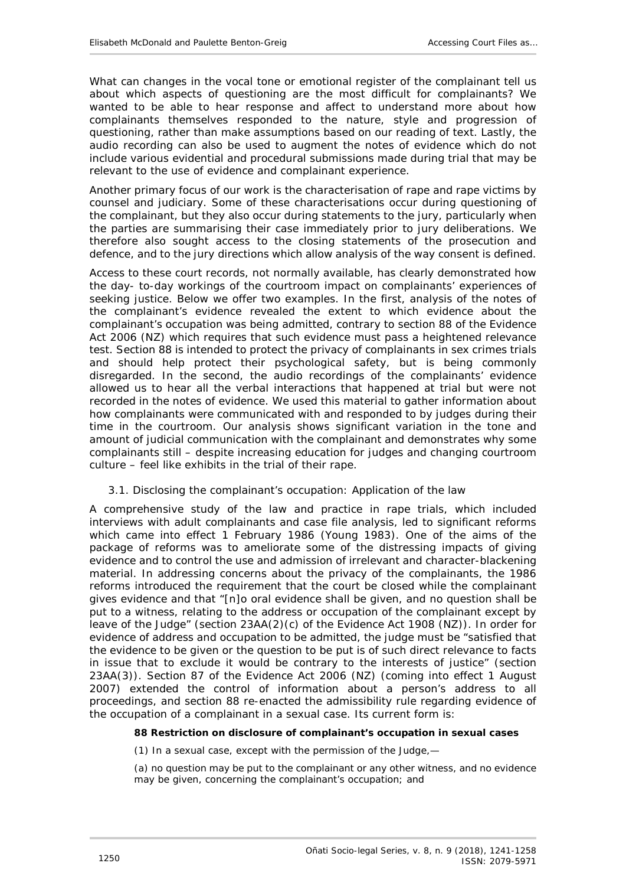What can changes in the vocal tone or emotional register of the complainant tell us about which aspects of questioning are the most difficult for complainants? We wanted to be able to hear response and affect to understand more about how complainants themselves responded to the nature, style and progression of questioning, rather than make assumptions based on our reading of text. Lastly, the audio recording can also be used to augment the notes of evidence which do not include various evidential and procedural submissions made during trial that may be relevant to the use of evidence and complainant experience.

Another primary focus of our work is the characterisation of rape and rape victims by counsel and judiciary. Some of these characterisations occur during questioning of the complainant, but they also occur during statements to the jury, particularly when the parties are summarising their case immediately prior to jury deliberations. We therefore also sought access to the closing statements of the prosecution and defence, and to the jury directions which allow analysis of the way consent is defined.

Access to these court records, not normally available, has clearly demonstrated how the day- to-day workings of the courtroom impact on complainants' experiences of seeking justice. Below we offer two examples. In the first, analysis of the notes of the complainant's evidence revealed the extent to which evidence about the complainant's occupation was being admitted, contrary to section 88 of the Evidence Act 2006 (NZ) which requires that such evidence must pass a heightened relevance test. Section 88 is intended to protect the privacy of complainants in sex crimes trials and should help protect their psychological safety, but is being commonly disregarded. In the second, the audio recordings of the complainants' evidence allowed us to hear all the verbal interactions that happened at trial but were not recorded in the notes of evidence. We used this material to gather information about how complainants were communicated with and responded to by judges during their time in the courtroom. Our analysis shows significant variation in the tone and amount of judicial communication with the complainant and demonstrates why some complainants still – despite increasing education for judges and changing courtroom culture – feel like exhibits in the trial of their rape.

### 3.1. Disclosing the complainant's occupation: Application of the law

A comprehensive study of the law and practice in rape trials, which included interviews with adult complainants and case file analysis, led to significant reforms which came into effect 1 February 1986 (Young 1983). One of the aims of the package of reforms was to ameliorate some of the distressing impacts of giving evidence and to control the use and admission of irrelevant and character-blackening material. In addressing concerns about the privacy of the complainants, the 1986 reforms introduced the requirement that the court be closed while the complainant gives evidence and that "[n]o oral evidence shall be given, and no question shall be put to a witness, relating to the address or occupation of the complainant except by leave of the Judge" (section 23AA(2)(c) of the Evidence Act 1908 (NZ)). In order for evidence of address and occupation to be admitted, the judge must be "satisfied that the evidence to be given or the question to be put is of such direct relevance to facts in issue that to exclude it would be contrary to the interests of justice" (section 23AA(3)). Section 87 of the Evidence Act 2006 (NZ) (coming into effect 1 August 2007) extended the control of information about a person's address to all proceedings, and section 88 re-enacted the admissibility rule regarding evidence of the occupation of a complainant in a sexual case. Its current form is:

> **88 Restriction on disclosure of complainant's occupation in sexual cases**
>
> (1) In a sexual case, except with the permission of the Judge,—
>
> (a) no question may be put to the complainant or any other witness, and no evidence may be given, concerning the complainant's occupation; and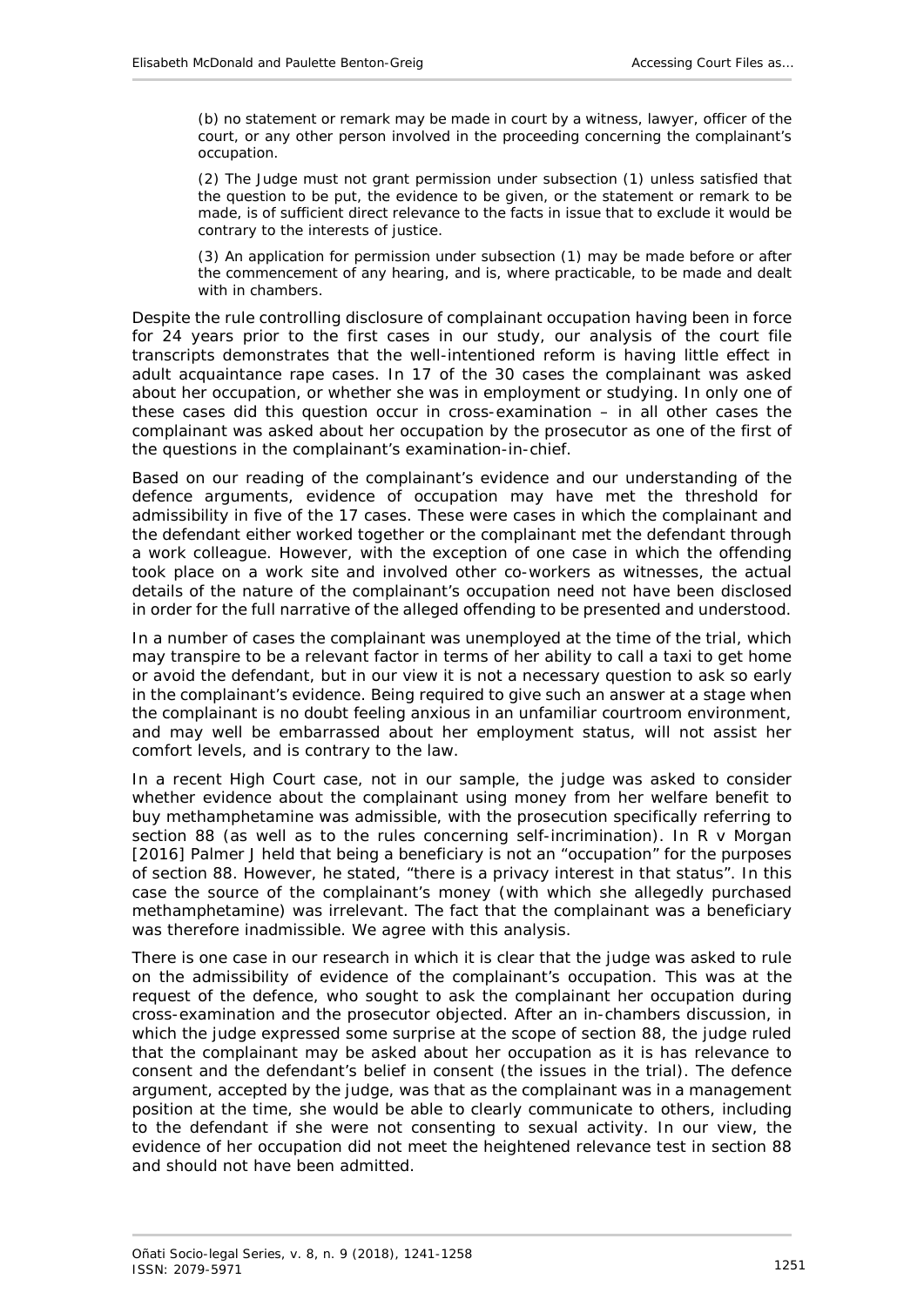> (b) no statement or remark may be made in court by a witness, lawyer, officer of the court, or any other person involved in the proceeding concerning the complainant's occupation.
>
> (2) The Judge must not grant permission under subsection (1) unless satisfied that the question to be put, the evidence to be given, or the statement or remark to be made, is of sufficient direct relevance to the facts in issue that to exclude it would be contrary to the interests of justice.
>
> (3) An application for permission under subsection (1) may be made before or after the commencement of any hearing, and is, where practicable, to be made and dealt with in chambers.

Despite the rule controlling disclosure of complainant occupation having been in force for 24 years prior to the first cases in our study, our analysis of the court file transcripts demonstrates that the well-intentioned reform is having little effect in adult acquaintance rape cases. In 17 of the 30 cases the complainant was asked about her occupation, or whether she was in employment or studying. In only one of these cases did this question occur in cross-examination – in all other cases the complainant was asked about her occupation by the prosecutor as one of the first of the questions in the complainant's examination-in-chief.

Based on our reading of the complainant's evidence and our understanding of the defence arguments, evidence of occupation may have met the threshold for admissibility in five of the 17 cases. These were cases in which the complainant and the defendant either worked together or the complainant met the defendant through a work colleague. However, with the exception of one case in which the offending took place on a work site and involved other co-workers as witnesses, the actual details of the nature of the complainant's occupation need not have been disclosed in order for the full narrative of the alleged offending to be presented and understood.

In a number of cases the complainant was unemployed at the time of the trial, which may transpire to be a relevant factor in terms of her ability to call a taxi to get home or avoid the defendant, but in our view it is not a necessary question to ask so early in the complainant's evidence. Being required to give such an answer at a stage when the complainant is no doubt feeling anxious in an unfamiliar courtroom environment, and may well be embarrassed about her employment status, will not assist her comfort levels, and is contrary to the law.

In a recent High Court case, not in our sample, the judge was asked to consider whether evidence about the complainant using money from her welfare benefit to buy methamphetamine was admissible, with the prosecution specifically referring to section 88 (as well as to the rules concerning self-incrimination). In *R v Morgan* [2016] Palmer J held that being a beneficiary is not an "occupation" for the purposes of section 88. However, he stated, "there is a privacy interest in that status". In this case the source of the complainant's money (with which she allegedly purchased methamphetamine) was irrelevant. The fact that the complainant was a beneficiary was therefore inadmissible. We agree with this analysis.

There is one case in our research in which it is clear that the judge was asked to rule on the admissibility of evidence of the complainant's occupation. This was at the request of the defence, who sought to ask the complainant her occupation during cross-examination and the prosecutor objected. After an in-chambers discussion, in which the judge expressed some surprise at the scope of section 88, the judge ruled that the complainant may be asked about her occupation as it is has relevance to consent and the defendant's belief in consent (the issues in the trial). The defence argument, accepted by the judge, was that as the complainant was in a management position at the time, she would be able to clearly communicate to others, including to the defendant if she were not consenting to sexual activity. In our view, the evidence of her occupation did not meet the heightened relevance test in section 88 and should not have been admitted.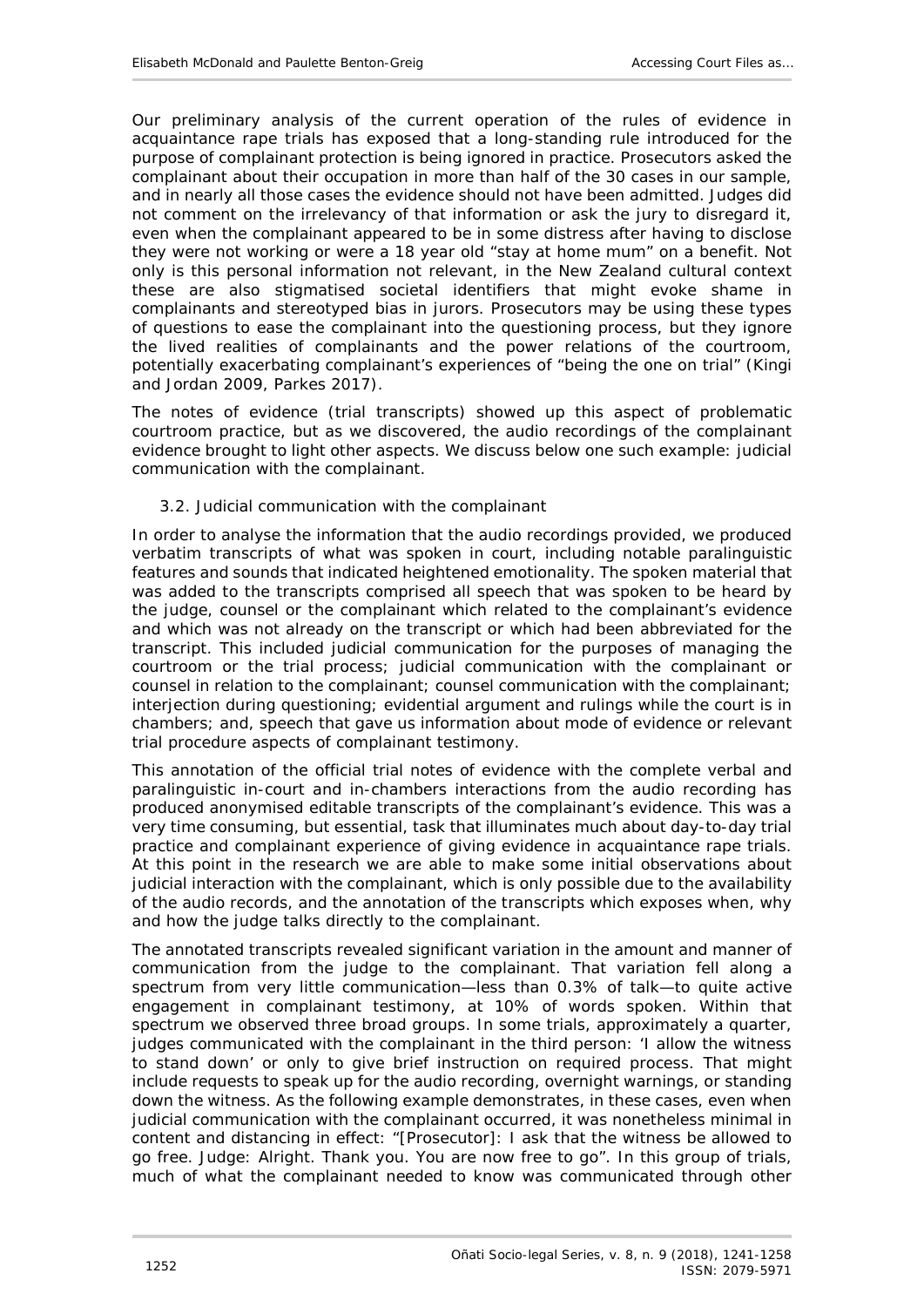Our preliminary analysis of the current operation of the rules of evidence in acquaintance rape trials has exposed that a long-standing rule introduced for the purpose of complainant protection is being ignored in practice. Prosecutors asked the complainant about their occupation in more than half of the 30 cases in our sample, and in nearly all those cases the evidence should not have been admitted. Judges did not comment on the irrelevancy of that information or ask the jury to disregard it, even when the complainant appeared to be in some distress after having to disclose they were not working or were a 18 year old "stay at home mum" on a benefit. Not only is this personal information not relevant, in the New Zealand cultural context these are also stigmatised societal identifiers that might evoke shame in complainants and stereotyped bias in jurors. Prosecutors may be using these types of questions to ease the complainant into the questioning process, but they ignore the lived realities of complainants and the power relations of the courtroom, potentially exacerbating complainant's experiences of "being the one on trial" (Kingi and Jordan 2009, Parkes 2017).

The notes of evidence (trial transcripts) showed up this aspect of problematic courtroom practice, but as we discovered, the audio recordings of the complainant evidence brought to light other aspects. We discuss below one such example: judicial communication with the complainant.

### 3.2. Judicial communication with the complainant

In order to analyse the information that the audio recordings provided, we produced verbatim transcripts of what was spoken in court, including notable paralinguistic features and sounds that indicated heightened emotionality. The spoken material that was added to the transcripts comprised all speech that was spoken to be heard by the judge, counsel or the complainant which related to the complainant's evidence and which was not already on the transcript or which had been abbreviated for the transcript. This included judicial communication for the purposes of managing the courtroom or the trial process; judicial communication with the complainant or counsel in relation to the complainant; counsel communication with the complainant; interjection during questioning; evidential argument and rulings while the court is in chambers; and, speech that gave us information about mode of evidence or relevant trial procedure aspects of complainant testimony.

This annotation of the official trial notes of evidence with the complete verbal and paralinguistic in-court and in-chambers interactions from the audio recording has produced anonymised editable transcripts of the complainant's evidence. This was a very time consuming, but essential, task that illuminates much about day-to-day trial practice and complainant experience of giving evidence in acquaintance rape trials. At this point in the research we are able to make some initial observations about judicial interaction with the complainant, which is only possible due to the availability of the audio records, and the annotation of the transcripts which exposes when, why and how the judge talks directly to the complainant.

The annotated transcripts revealed significant variation in the amount and manner of communication from the judge to the complainant. That variation fell along a spectrum from very little communication—less than 0.3% of talk—to quite active engagement in complainant testimony, at 10% of words spoken. Within that spectrum we observed three broad groups. In some trials, approximately a quarter, judges communicated with the complainant in the third person: 'I allow the witness to stand down' or only to give brief instruction on required process. That might include requests to speak up for the audio recording, overnight warnings, or standing down the witness. As the following example demonstrates, in these cases, even when judicial communication with the complainant occurred, it was nonetheless minimal in content and distancing in effect: "[Prosecutor]: I ask that the witness be allowed to go free. Judge: Alright. Thank you. You are now free to go". In this group of trials, much of what the complainant needed to know was communicated through other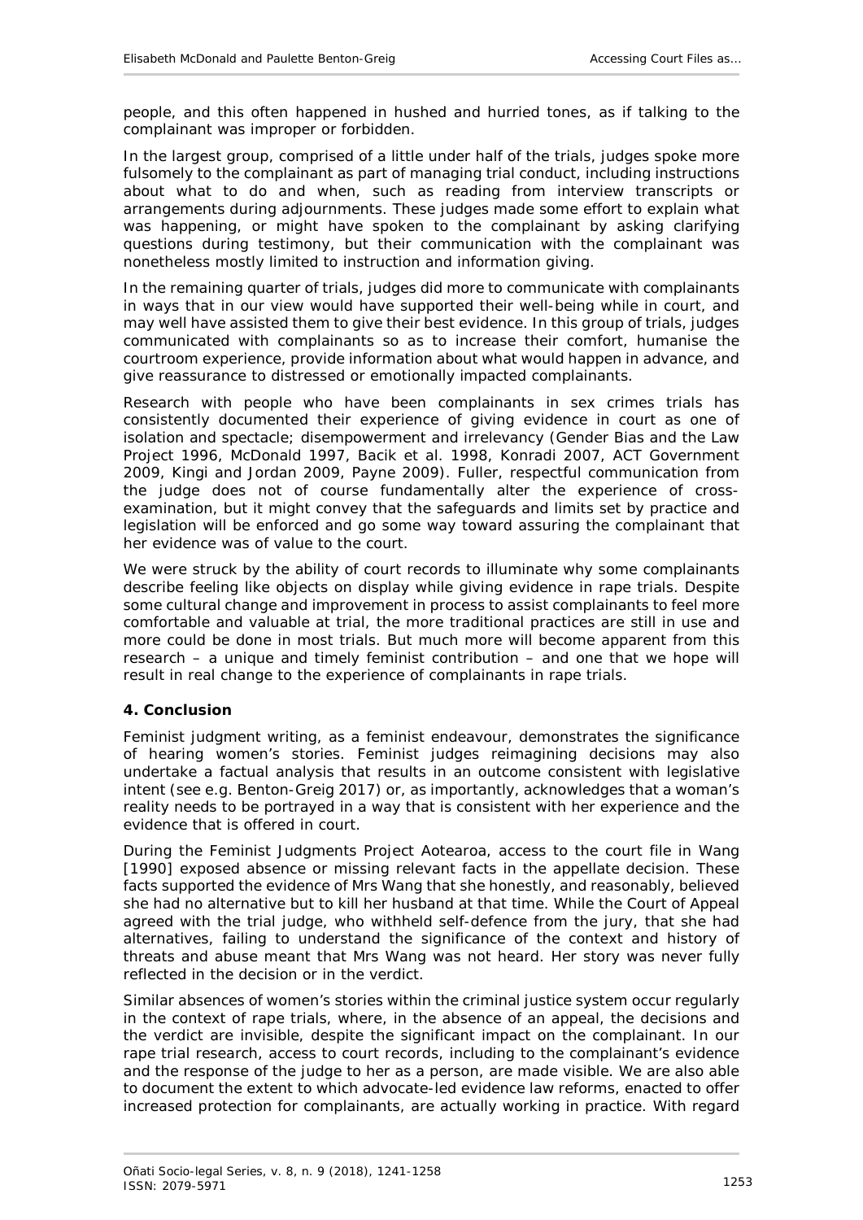people, and this often happened in hushed and hurried tones, as if talking to the complainant was improper or forbidden.

In the largest group, comprised of a little under half of the trials, judges spoke more fulsomely to the complainant as part of managing trial conduct, including instructions about what to do and when, such as reading from interview transcripts or arrangements during adjournments. These judges made some effort to explain what was happening, or might have spoken to the complainant by asking clarifying questions during testimony, but their communication with the complainant was nonetheless mostly limited to instruction and information giving.

In the remaining quarter of trials, judges did more to communicate with complainants in ways that in our view would have supported their well-being while in court, and may well have assisted them to give their best evidence. In this group of trials, judges communicated with complainants so as to increase their comfort, humanise the courtroom experience, provide information about what would happen in advance, and give reassurance to distressed or emotionally impacted complainants.

Research with people who have been complainants in sex crimes trials has consistently documented their experience of giving evidence in court as one of isolation and spectacle; disempowerment and irrelevancy (Gender Bias and the Law Project 1996, McDonald 1997, Bacik et al. 1998, Konradi 2007, ACT Government 2009, Kingi and Jordan 2009, Payne 2009). Fuller, respectful communication from the judge does not of course fundamentally alter the experience of cross-examination, but it might convey that the safeguards and limits set by practice and legislation will be enforced and go some way toward assuring the complainant that her evidence was of value to the court.

We were struck by the ability of court records to illuminate why some complainants describe feeling like objects on display while giving evidence in rape trials. Despite some cultural change and improvement in process to assist complainants to feel more comfortable and valuable at trial, the more traditional practices are still in use and more could be done in most trials. But much more will become apparent from this research – a unique and timely feminist contribution – and one that we hope will result in real change to the experience of complainants in rape trials.

## 4. Conclusion

Feminist judgment writing, as a feminist endeavour, demonstrates the significance of hearing women's stories. Feminist judges reimagining decisions may also undertake a factual analysis that results in an outcome consistent with legislative intent (see e.g. Benton-Greig 2017) or, as importantly, acknowledges that a woman's reality needs to be portrayed in a way that is consistent with her experience and the evidence that is offered in court.

During the Feminist Judgments Project Aotearoa, access to the court file in Wang [1990] exposed absence or missing relevant facts in the appellate decision. These facts supported the evidence of Mrs Wang that she honestly, and reasonably, believed she had no alternative but to kill her husband at that time. While the Court of Appeal agreed with the trial judge, who withheld self-defence from the jury, that she had alternatives, failing to understand the significance of the context and history of threats and abuse meant that Mrs Wang was not heard. Her story was never fully reflected in the decision or in the verdict.

Similar absences of women's stories within the criminal justice system occur regularly in the context of rape trials, where, in the absence of an appeal, the decisions and the verdict are invisible, despite the significant impact on the complainant. In our rape trial research, access to court records, including to the complainant's evidence and the response of the judge to her as a person, are made visible. We are also able to document the extent to which advocate-led evidence law reforms, enacted to offer increased protection for complainants, are actually working in practice. With regard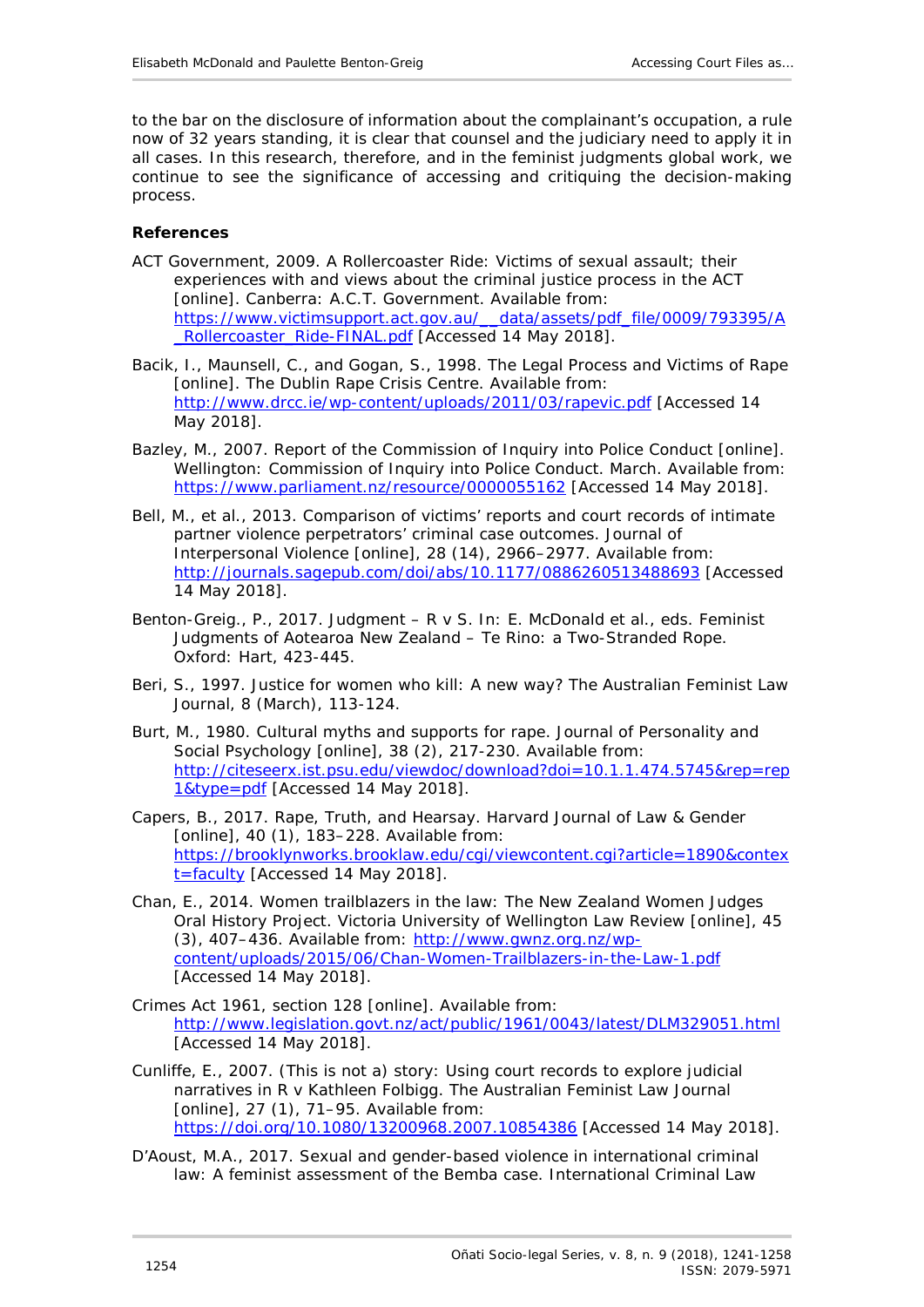to the bar on the disclosure of information about the complainant's occupation, a rule now of 32 years standing, it is clear that counsel and the judiciary need to apply it in all cases. In this research, therefore, and in the feminist judgments global work, we continue to see the significance of accessing and critiquing the decision-making process.

**References**

ACT Government, 2009. A Rollercoaster Ride: Victims of sexual assault; their experiences with and views about the criminal justice process in the ACT [online]. Canberra: A.C.T. Government. Available from: https://www.victimsupport.act.gov.au/__data/assets/pdf_file/0009/793395/A_Rollercoaster_Ride-FINAL.pdf [Accessed 14 May 2018].

Bacik, I., Maunsell, C., and Gogan, S., 1998. The Legal Process and Victims of Rape [online]. The Dublin Rape Crisis Centre. Available from: http://www.drcc.ie/wp-content/uploads/2011/03/rapevic.pdf [Accessed 14 May 2018].

Bazley, M., 2007. Report of the Commission of Inquiry into Police Conduct [online]. Wellington: Commission of Inquiry into Police Conduct. March. Available from: https://www.parliament.nz/resource/0000055162 [Accessed 14 May 2018].

Bell, M., et al., 2013. Comparison of victims' reports and court records of intimate partner violence perpetrators' criminal case outcomes. Journal of Interpersonal Violence [online], 28 (14), 2966–2977. Available from: http://journals.sagepub.com/doi/abs/10.1177/0886260513488693 [Accessed 14 May 2018].

Benton-Greig., P., 2017. Judgment – R v S. In: E. McDonald et al., eds. Feminist Judgments of Aotearoa New Zealand – Te Rino: a Two-Stranded Rope. Oxford: Hart, 423-445.

Beri, S., 1997. Justice for women who kill: A new way? The Australian Feminist Law Journal, 8 (March), 113-124.

Burt, M., 1980. Cultural myths and supports for rape. Journal of Personality and Social Psychology [online], 38 (2), 217-230. Available from: http://citeseerx.ist.psu.edu/viewdoc/download?doi=10.1.1.474.5745&rep=rep1&type=pdf [Accessed 14 May 2018].

Capers, B., 2017. Rape, Truth, and Hearsay. Harvard Journal of Law & Gender [online], 40 (1), 183–228. Available from: https://brooklynworks.brooklaw.edu/cgi/viewcontent.cgi?article=1890&context=faculty [Accessed 14 May 2018].

Chan, E., 2014. Women trailblazers in the law: The New Zealand Women Judges Oral History Project. Victoria University of Wellington Law Review [online], 45 (3), 407–436. Available from: http://www.gwnz.org.nz/wp-content/uploads/2015/06/Chan-Women-Trailblazers-in-the-Law-1.pdf [Accessed 14 May 2018].

Crimes Act 1961, section 128 [online]. Available from: http://www.legislation.govt.nz/act/public/1961/0043/latest/DLM329051.html [Accessed 14 May 2018].

Cunliffe, E., 2007. (This is not a) story: Using court records to explore judicial narratives in R v Kathleen Folbigg. The Australian Feminist Law Journal [online], 27 (1), 71–95. Available from: https://doi.org/10.1080/13200968.2007.10854386 [Accessed 14 May 2018].

D'Aoust, M.A., 2017. Sexual and gender-based violence in international criminal law: A feminist assessment of the Bemba case. International Criminal Law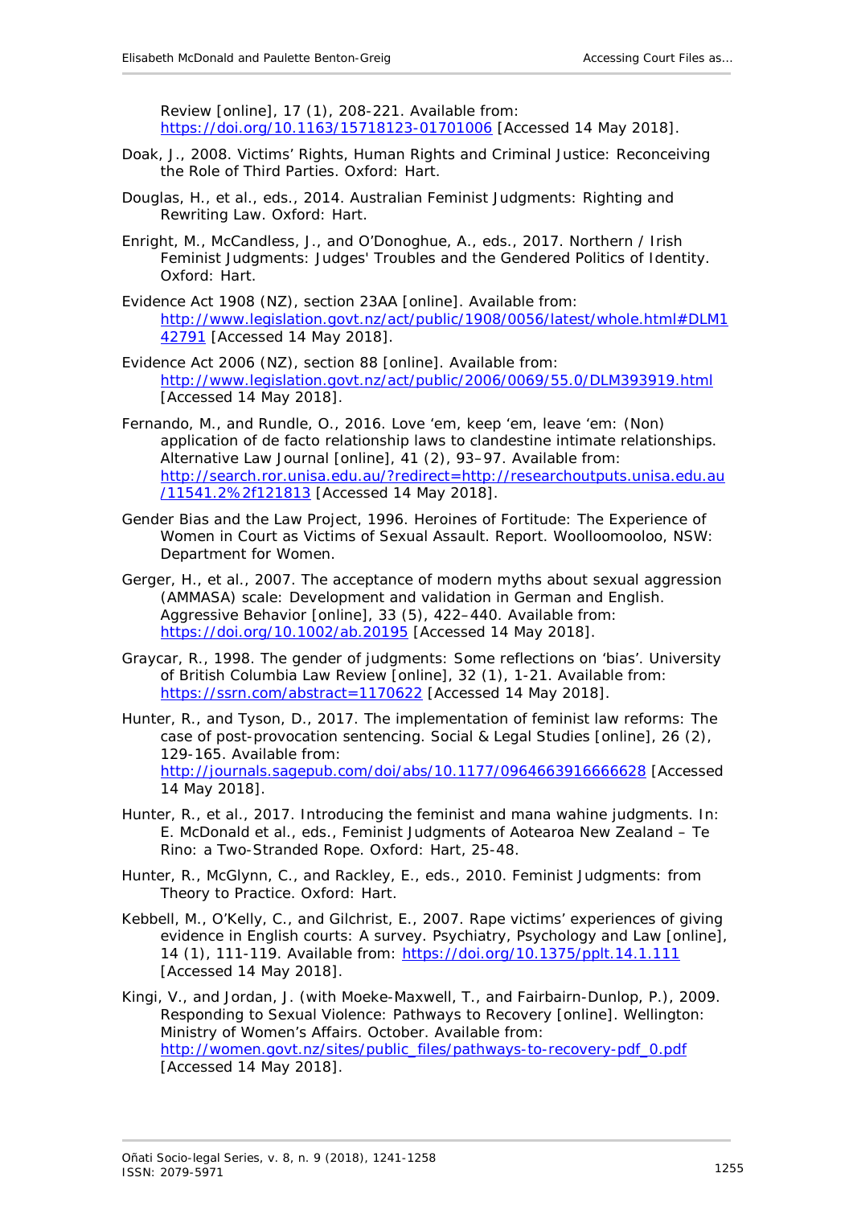Review [online], 17 (1), 208-221. Available from: https://doi.org/10.1163/15718123-01701006 [Accessed 14 May 2018].

Doak, J., 2008. Victims' Rights, Human Rights and Criminal Justice: Reconceiving the Role of Third Parties. Oxford: Hart.

Douglas, H., et al., eds., 2014. Australian Feminist Judgments: Righting and Rewriting Law. Oxford: Hart.

Enright, M., McCandless, J., and O'Donoghue, A., eds., 2017. Northern / Irish Feminist Judgments: Judges' Troubles and the Gendered Politics of Identity. Oxford: Hart.

Evidence Act 1908 (NZ), section 23AA [online]. Available from: http://www.legislation.govt.nz/act/public/1908/0056/latest/whole.html#DLM142791 [Accessed 14 May 2018].

Evidence Act 2006 (NZ), section 88 [online]. Available from: http://www.legislation.govt.nz/act/public/2006/0069/55.0/DLM393919.html [Accessed 14 May 2018].

Fernando, M., and Rundle, O., 2016. Love 'em, keep 'em, leave 'em: (Non) application of de facto relationship laws to clandestine intimate relationships. Alternative Law Journal [online], 41 (2), 93–97. Available from: http://search.ror.unisa.edu.au/?redirect=http://researchoutputs.unisa.edu.au/11541.2%2f121813 [Accessed 14 May 2018].

Gender Bias and the Law Project, 1996. Heroines of Fortitude: The Experience of Women in Court as Victims of Sexual Assault. Report. Woolloomooloo, NSW: Department for Women.

Gerger, H., et al., 2007. The acceptance of modern myths about sexual aggression (AMMASA) scale: Development and validation in German and English. Aggressive Behavior [online], 33 (5), 422–440. Available from: https://doi.org/10.1002/ab.20195 [Accessed 14 May 2018].

Graycar, R., 1998. The gender of judgments: Some reflections on 'bias'. University of British Columbia Law Review [online], 32 (1), 1-21. Available from: https://ssrn.com/abstract=1170622 [Accessed 14 May 2018].

Hunter, R., and Tyson, D., 2017. The implementation of feminist law reforms: The case of post-provocation sentencing. Social & Legal Studies [online], 26 (2), 129-165. Available from: http://journals.sagepub.com/doi/abs/10.1177/0964663916666628 [Accessed 14 May 2018].

Hunter, R., et al., 2017. Introducing the feminist and mana wahine judgments. In: E. McDonald et al., eds., Feminist Judgments of Aotearoa New Zealand – Te Rino: a Two-Stranded Rope. Oxford: Hart, 25-48.

Hunter, R., McGlynn, C., and Rackley, E., eds., 2010. Feminist Judgments: from Theory to Practice. Oxford: Hart.

Kebbell, M., O'Kelly, C., and Gilchrist, E., 2007. Rape victims' experiences of giving evidence in English courts: A survey. Psychiatry, Psychology and Law [online], 14 (1), 111-119. Available from: https://doi.org/10.1375/pplt.14.1.111 [Accessed 14 May 2018].

Kingi, V., and Jordan, J. (with Moeke-Maxwell, T., and Fairbairn-Dunlop, P.), 2009. Responding to Sexual Violence: Pathways to Recovery [online]. Wellington: Ministry of Women's Affairs. October. Available from: http://women.govt.nz/sites/public_files/pathways-to-recovery-pdf_0.pdf [Accessed 14 May 2018].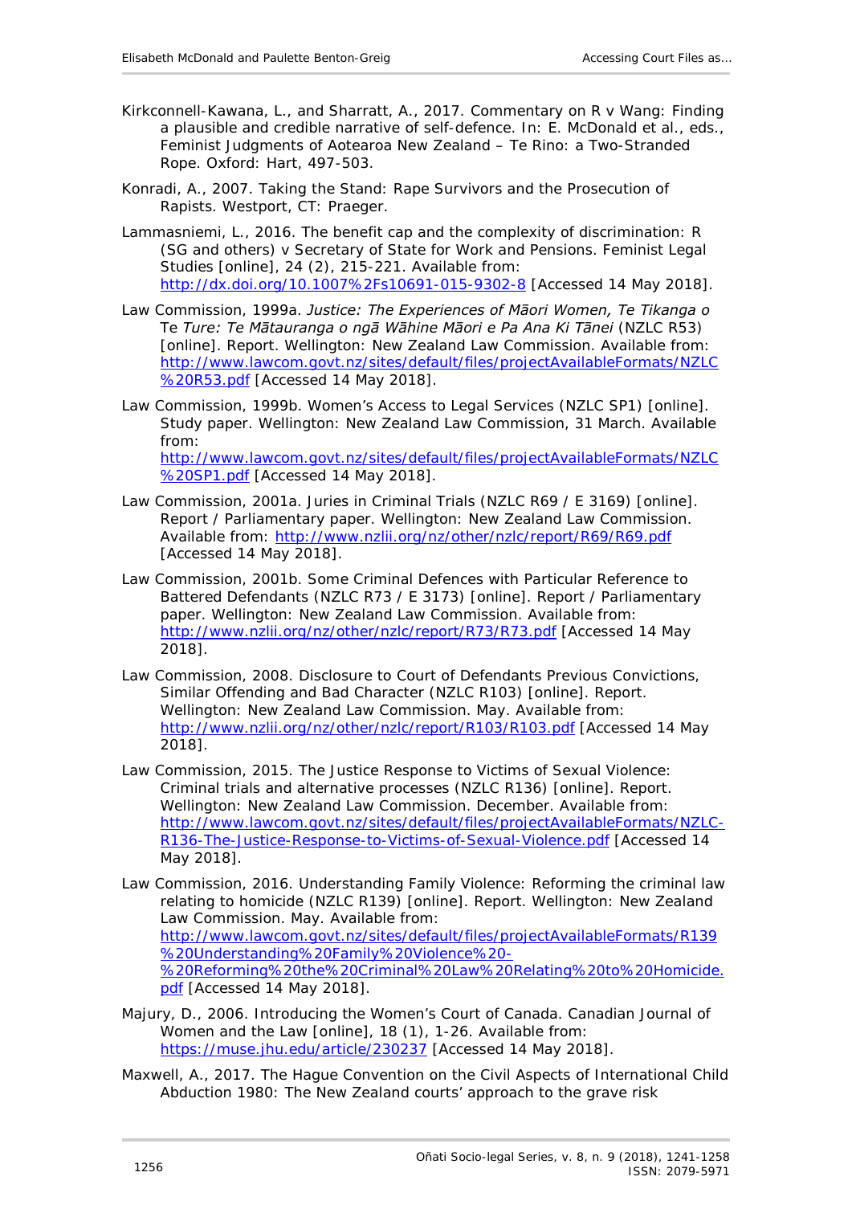Kirkconnell-Kawana, L., and Sharratt, A., 2017. Commentary on R v Wang: Finding a plausible and credible narrative of self-defence. In: E. McDonald et al., eds., Feminist Judgments of Aotearoa New Zealand – Te Rino: a Two-Stranded Rope. Oxford: Hart, 497-503.

Konradi, A., 2007. Taking the Stand: Rape Survivors and the Prosecution of Rapists. Westport, CT: Praeger.

Lammasniemi, L., 2016. The benefit cap and the complexity of discrimination: R (SG and others) v Secretary of State for Work and Pensions. Feminist Legal Studies [online], 24 (2), 215-221. Available from: http://dx.doi.org/10.1007%2Fs10691-015-9302-8 [Accessed 14 May 2018].

Law Commission, 1999a. *Justice: The Experiences of Māori Women, Te Tikanga o* Te *Ture: Te Mātauranga o ngā Wāhine Māori e Pa Ana Ki Tānei* (NZLC R53) [online]. Report. Wellington: New Zealand Law Commission. Available from: http://www.lawcom.govt.nz/sites/default/files/projectAvailableFormats/NZLC%20R53.pdf [Accessed 14 May 2018].

Law Commission, 1999b. Women's Access to Legal Services (NZLC SP1) [online]. Study paper. Wellington: New Zealand Law Commission, 31 March. Available from: http://www.lawcom.govt.nz/sites/default/files/projectAvailableFormats/NZLC%20SP1.pdf [Accessed 14 May 2018].

Law Commission, 2001a. Juries in Criminal Trials (NZLC R69 / E 3169) [online]. Report / Parliamentary paper. Wellington: New Zealand Law Commission. Available from: http://www.nzlii.org/nz/other/nzlc/report/R69/R69.pdf [Accessed 14 May 2018].

Law Commission, 2001b. Some Criminal Defences with Particular Reference to Battered Defendants (NZLC R73 / E 3173) [online]. Report / Parliamentary paper. Wellington: New Zealand Law Commission. Available from: http://www.nzlii.org/nz/other/nzlc/report/R73/R73.pdf [Accessed 14 May 2018].

Law Commission, 2008. Disclosure to Court of Defendants Previous Convictions, Similar Offending and Bad Character (NZLC R103) [online]. Report. Wellington: New Zealand Law Commission. May. Available from: http://www.nzlii.org/nz/other/nzlc/report/R103/R103.pdf [Accessed 14 May 2018].

Law Commission, 2015. The Justice Response to Victims of Sexual Violence: Criminal trials and alternative processes (NZLC R136) [online]. Report. Wellington: New Zealand Law Commission. December. Available from: http://www.lawcom.govt.nz/sites/default/files/projectAvailableFormats/NZLC-R136-The-Justice-Response-to-Victims-of-Sexual-Violence.pdf [Accessed 14 May 2018].

Law Commission, 2016. Understanding Family Violence: Reforming the criminal law relating to homicide (NZLC R139) [online]. Report. Wellington: New Zealand Law Commission. May. Available from: http://www.lawcom.govt.nz/sites/default/files/projectAvailableFormats/R139%20Understanding%20Family%20Violence%20-%20Reforming%20the%20Criminal%20Law%20Relating%20to%20Homicide.pdf [Accessed 14 May 2018].

Majury, D., 2006. Introducing the Women's Court of Canada. Canadian Journal of Women and the Law [online], 18 (1), 1-26. Available from: https://muse.jhu.edu/article/230237 [Accessed 14 May 2018].

Maxwell, A., 2017. The Hague Convention on the Civil Aspects of International Child Abduction 1980: The New Zealand courts' approach to the grave risk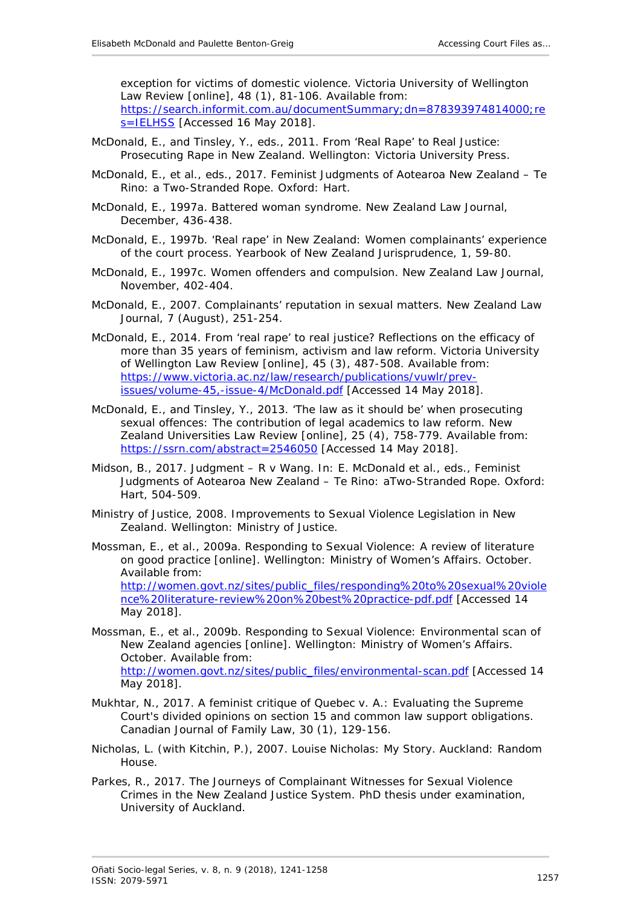exception for victims of domestic violence. Victoria University of Wellington Law Review [online], 48 (1), 81-106. Available from: https://search.informit.com.au/documentSummary;dn=878393974814000;res=IELHSS [Accessed 16 May 2018].

McDonald, E., and Tinsley, Y., eds., 2011. From 'Real Rape' to Real Justice: Prosecuting Rape in New Zealand. Wellington: Victoria University Press.

McDonald, E., et al., eds., 2017. Feminist Judgments of Aotearoa New Zealand – Te Rino: a Two-Stranded Rope. Oxford: Hart.

McDonald, E., 1997a. Battered woman syndrome. New Zealand Law Journal, December, 436-438.

McDonald, E., 1997b. 'Real rape' in New Zealand: Women complainants' experience of the court process. Yearbook of New Zealand Jurisprudence, 1, 59-80.

McDonald, E., 1997c. Women offenders and compulsion. New Zealand Law Journal, November, 402-404.

McDonald, E., 2007. Complainants' reputation in sexual matters. New Zealand Law Journal, 7 (August), 251-254.

McDonald, E., 2014. From 'real rape' to real justice? Reflections on the efficacy of more than 35 years of feminism, activism and law reform. Victoria University of Wellington Law Review [online], 45 (3), 487-508. Available from: https://www.victoria.ac.nz/law/research/publications/vuwlr/prev-issues/volume-45,-issue-4/McDonald.pdf [Accessed 14 May 2018].

McDonald, E., and Tinsley, Y., 2013. 'The law as it should be' when prosecuting sexual offences: The contribution of legal academics to law reform. New Zealand Universities Law Review [online], 25 (4), 758-779. Available from: https://ssrn.com/abstract=2546050 [Accessed 14 May 2018].

Midson, B., 2017. Judgment – R v Wang. In: E. McDonald et al., eds., Feminist Judgments of Aotearoa New Zealand – Te Rino: aTwo-Stranded Rope. Oxford: Hart, 504-509.

Ministry of Justice, 2008. Improvements to Sexual Violence Legislation in New Zealand. Wellington: Ministry of Justice.

Mossman, E., et al., 2009a. Responding to Sexual Violence: A review of literature on good practice [online]. Wellington: Ministry of Women's Affairs. October. Available from: http://women.govt.nz/sites/public_files/responding%20to%20sexual%20violence%20literature-review%20on%20best%20practice-pdf.pdf [Accessed 14 May 2018].

Mossman, E., et al., 2009b. Responding to Sexual Violence: Environmental scan of New Zealand agencies [online]. Wellington: Ministry of Women's Affairs. October. Available from: http://women.govt.nz/sites/public_files/environmental-scan.pdf [Accessed 14 May 2018].

Mukhtar, N., 2017. A feminist critique of Quebec v. A.: Evaluating the Supreme Court's divided opinions on section 15 and common law support obligations. Canadian Journal of Family Law, 30 (1), 129-156.

Nicholas, L. (with Kitchin, P.), 2007. Louise Nicholas: My Story. Auckland: Random House.

Parkes, R., 2017. The Journeys of Complainant Witnesses for Sexual Violence Crimes in the New Zealand Justice System. PhD thesis under examination, University of Auckland.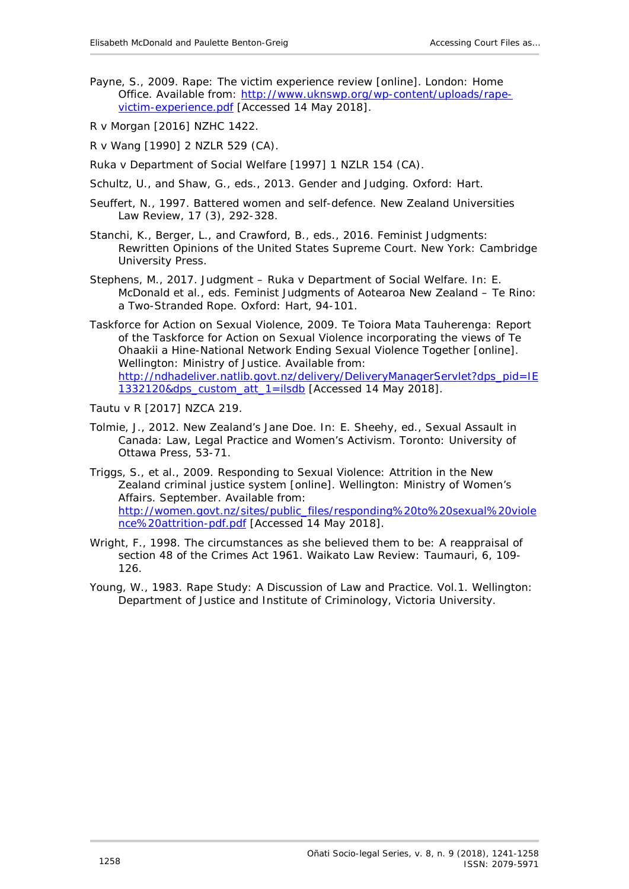Payne, S., 2009. Rape: The victim experience review [online]. London: Home Office. Available from: [http://www.uknswp.org/wp-content/uploads/rape-victim-experience.pdf](http://www.uknswp.org/wp-content/uploads/rape-victim-experience.pdf) [Accessed 14 May 2018].

R v Morgan [2016] NZHC 1422.

R v Wang [1990] 2 NZLR 529 (CA).

Ruka v Department of Social Welfare [1997] 1 NZLR 154 (CA).

Schultz, U., and Shaw, G., eds., 2013. Gender and Judging. Oxford: Hart.

Seuffert, N., 1997. Battered women and self-defence. New Zealand Universities Law Review, 17 (3), 292-328.

Stanchi, K., Berger, L., and Crawford, B., eds., 2016. Feminist Judgments: Rewritten Opinions of the United States Supreme Court. New York: Cambridge University Press.

Stephens, M., 2017. Judgment – Ruka v Department of Social Welfare. In: E. McDonald et al., eds. Feminist Judgments of Aotearoa New Zealand – Te Rino: a Two-Stranded Rope. Oxford: Hart, 94-101.

Taskforce for Action on Sexual Violence, 2009. Te Toiora Mata Tauherenga: Report of the Taskforce for Action on Sexual Violence incorporating the views of Te Ohaakii a Hine-National Network Ending Sexual Violence Together [online]. Wellington: Ministry of Justice. Available from: [http://ndhadeliver.natlib.govt.nz/delivery/DeliveryManagerServlet?dps_pid=IE1332120&dps_custom_att_1=ilsdb](http://ndhadeliver.natlib.govt.nz/delivery/DeliveryManagerServlet?dps_pid=IE1332120&dps_custom_att_1=ilsdb) [Accessed 14 May 2018].

Tautu v R [2017] NZCA 219.

Tolmie, J., 2012. New Zealand's Jane Doe. In: E. Sheehy, ed., Sexual Assault in Canada: Law, Legal Practice and Women's Activism. Toronto: University of Ottawa Press, 53-71.

Triggs, S., et al., 2009. Responding to Sexual Violence: Attrition in the New Zealand criminal justice system [online]. Wellington: Ministry of Women's Affairs. September. Available from: [http://women.govt.nz/sites/public_files/responding%20to%20sexual%20violence%20attrition-pdf.pdf](http://women.govt.nz/sites/public_files/responding%20to%20sexual%20violence%20attrition-pdf.pdf) [Accessed 14 May 2018].

Wright, F., 1998. The circumstances as she believed them to be: A reappraisal of section 48 of the Crimes Act 1961. Waikato Law Review: Taumauri, 6, 109-126.

Young, W., 1983. Rape Study: A Discussion of Law and Practice. Vol.1. Wellington: Department of Justice and Institute of Criminology, Victoria University.